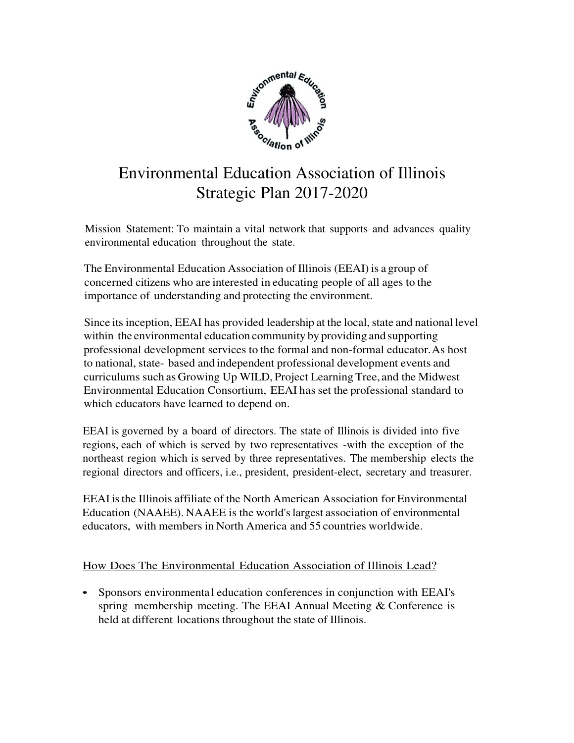# Environmental Education Association of Illinois Strategic Plan 2017-2020

Mission Statement: To maintain a vital network that supports and advances quality environmental education throughout the state.

The Environmental Education Association of Illinois (EEAI) is a group of concerned citizens who are interested in educating people of all ages to the importance of understanding and protecting the environment.

Since its inception, EEAI has provided leadership at the local, state and national level within the environmental education community by providing and supporting professional development services to the formal and non-formal educator. As host to national, state- based and independent professional development events and curriculums such as Growing Up WILD, Project Learning Tree, and the Midwest Environmental Education Consortium, EEAI has set the professional standard to which educators have learned to depend on.

EEAI is governed by a board of directors. The state of Illinois is divided into five regions, each of which is served by two representatives -with the exception of the northeast region which is served by three representatives. The membership elects the regional directors and officers, i.e., president, president-elect, secretary and treasurer.

EEAI is the Illinois affiliate of the North American Association for Environmental Education (NAAEE). NAAEE is the world's largest association of environmental educators, with members in North America and 55 countries worldwide.

## How Does The Environmental Education Association of Illinois Lead?

- Sponsors environmental education conferences in conjunction with EEAI's spring membership meeting. The EEAI Annual Meeting & Conference is held at different locations throughout the state of Illinois.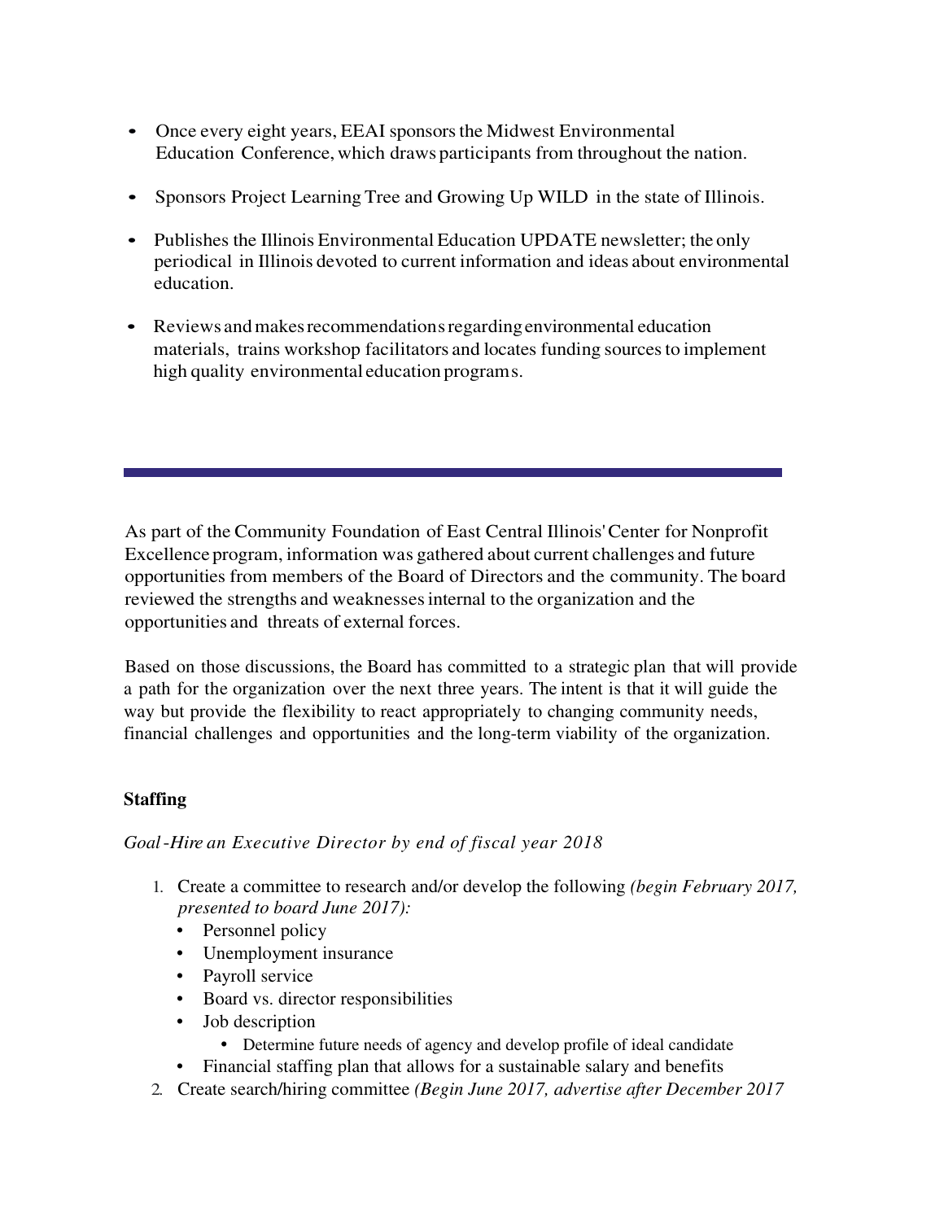- Once every eight years, EEAI sponsors the Midwest Environmental Education Conference, which draws participants from throughout the nation.
- Sponsors Project Learning Tree and Growing Up WILD in the state of Illinois.
- Publishes the Illinois Environmental Education UPDATE newsletter; the only periodical in Illinois devoted to current information and ideas about environmental education.
- Reviews and makes recommendations regarding environmental education materials, trains workshop facilitators and locates funding sources to implement high quality environmental education programs.

---

As part of the Community Foundation of East Central Illinois' Center for Nonprofit Excellence program, information was gathered about current challenges and future opportunities from members of the Board of Directors and the community. The board reviewed the strengths and weaknesses internal to the organization and the opportunities and threats of external forces.

Based on those discussions, the Board has committed to a strategic plan that will provide a path for the organization over the next three years. The intent is that it will guide the way but provide the flexibility to react appropriately to changing community needs, financial challenges and opportunities and the long-term viability of the organization.

**Staffing**

*Goal -Hire an Executive Director by end of fiscal year 2018*

1. Create a committee to research and/or develop the following *(begin February 2017, presented to board June 2017):*
   - Personnel policy
   - Unemployment insurance
   - Payroll service
   - Board vs. director responsibilities
   - Job description
     - Determine future needs of agency and develop profile of ideal candidate
   - Financial staffing plan that allows for a sustainable salary and benefits
2. Create search/hiring committee *(Begin June 2017, advertise after December 2017*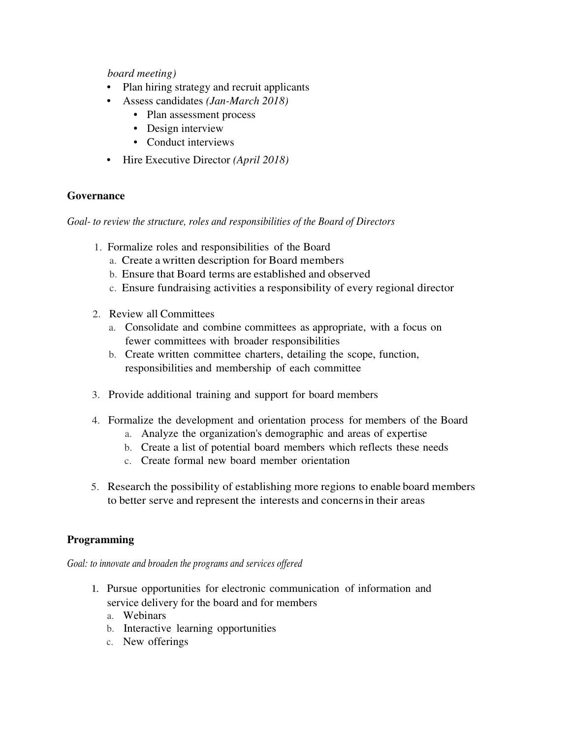*board meeting)*

- Plan hiring strategy and recruit applicants
- Assess candidates *(Jan-March 2018)*
    - Plan assessment process
    - Design interview
    - Conduct interviews
- Hire Executive Director *(April 2018)*

**Governance**

*Goal- to review the structure, roles and responsibilities of the Board of Directors*

1. Formalize roles and responsibilities of the Board
    a. Create a written description for Board members
    b. Ensure that Board terms are established and observed
    c. Ensure fundraising activities a responsibility of every regional director

2. Review all Committees
    a. Consolidate and combine committees as appropriate, with a focus on fewer committees with broader responsibilities
    b. Create written committee charters, detailing the scope, function, responsibilities and membership of each committee

3. Provide additional training and support for board members

4. Formalize the development and orientation process for members of the Board
    a. Analyze the organization's demographic and areas of expertise
    b. Create a list of potential board members which reflects these needs
    c. Create formal new board member orientation

5. Research the possibility of establishing more regions to enable board members to better serve and represent the interests and concerns in their areas

**Programming**

*Goal: to innovate and broaden the programs and services offered*

1. Pursue opportunities for electronic communication of information and service delivery for the board and for members
    a. Webinars
    b. Interactive learning opportunities
    c. New offerings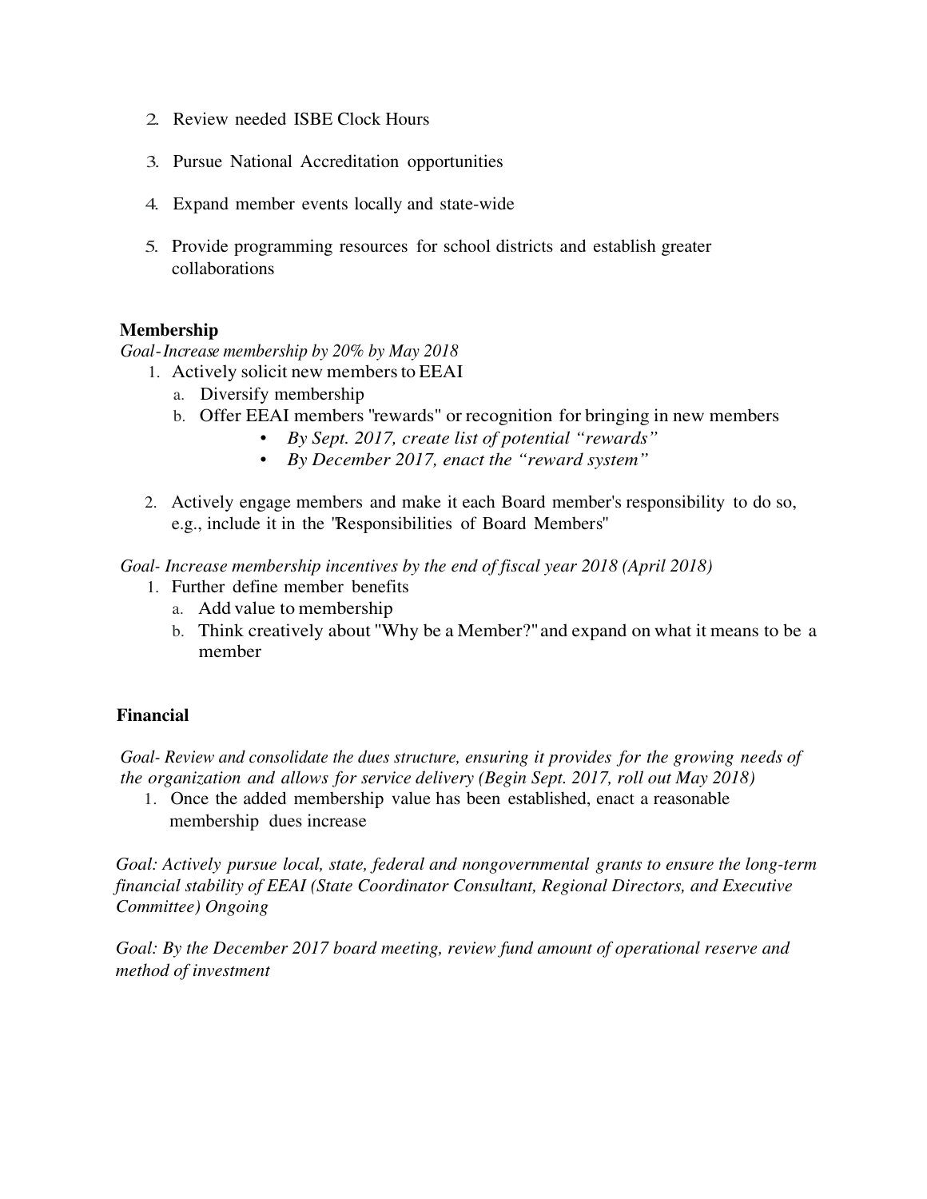2. Review needed ISBE Clock Hours
3. Pursue National Accreditation opportunities
4. Expand member events locally and state-wide
5. Provide programming resources for school districts and establish greater collaborations

**Membership**

*Goal-Increase membership by 20% by May 2018*

1. Actively solicit new members to EEAI
   a. Diversify membership
   b. Offer EEAI members "rewards" or recognition for bringing in new members
      - *By Sept. 2017, create list of potential "rewards"*
      - *By December 2017, enact the "reward system"*
2. Actively engage members and make it each Board member's responsibility to do so, e.g., include it in the "Responsibilities of Board Members"

*Goal- Increase membership incentives by the end of fiscal year 2018 (April 2018)*

1. Further define member benefits
   a. Add value to membership
   b. Think creatively about "Why be a Member?" and expand on what it means to be a member

**Financial**

*Goal- Review and consolidate the dues structure, ensuring it provides for the growing needs of the organization and allows for service delivery (Begin Sept. 2017, roll out May 2018)*

1. Once the added membership value has been established, enact a reasonable membership dues increase

*Goal: Actively pursue local, state, federal and nongovernmental grants to ensure the long-term financial stability of EEAI (State Coordinator Consultant, Regional Directors, and Executive Committee) Ongoing*

*Goal: By the December 2017 board meeting, review fund amount of operational reserve and method of investment*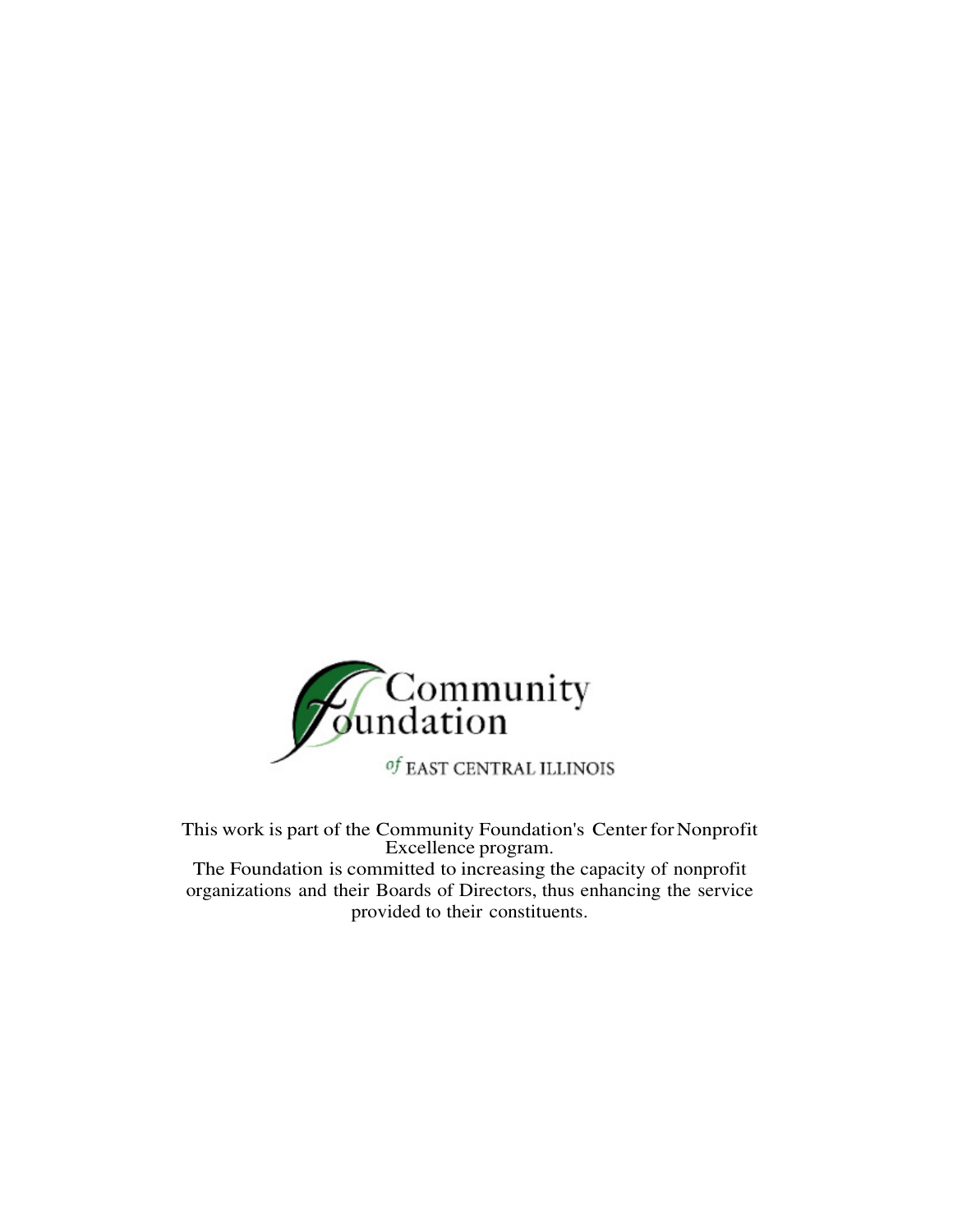Community Foundation

of EAST CENTRAL ILLINOIS

This work is part of the Community Foundation's Center for Nonprofit Excellence program.

The Foundation is committed to increasing the capacity of nonprofit organizations and their Boards of Directors, thus enhancing the service provided to their constituents.